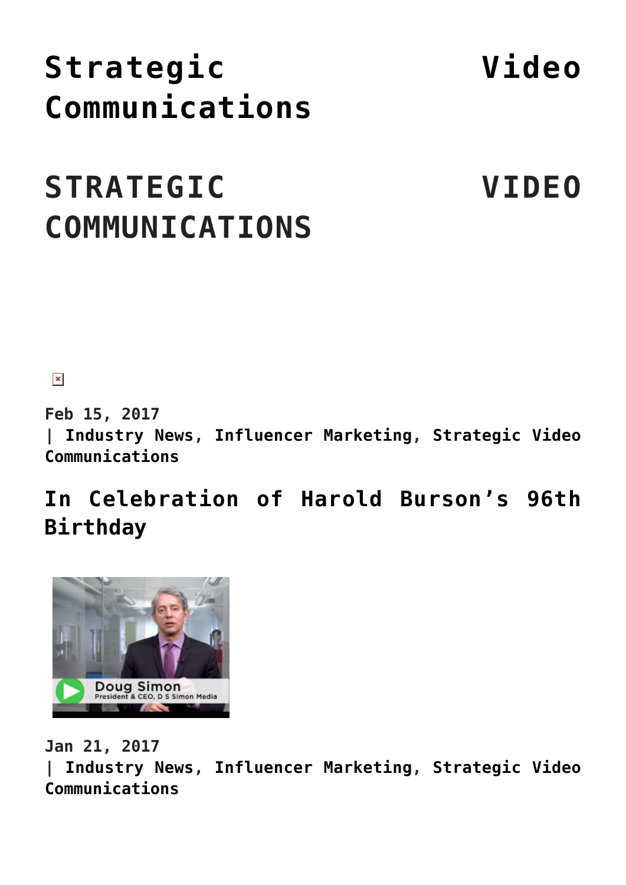# Strategic Video Communications

## STRATEGIC VIDEO COMMUNICATIONS

**Feb 15, 2017**
**| Industry News, Influencer Marketing, Strategic Video Communications**

### In Celebration of Harold Burson's 96th Birthday

**Jan 21, 2017**
**| Industry News, Influencer Marketing, Strategic Video Communications**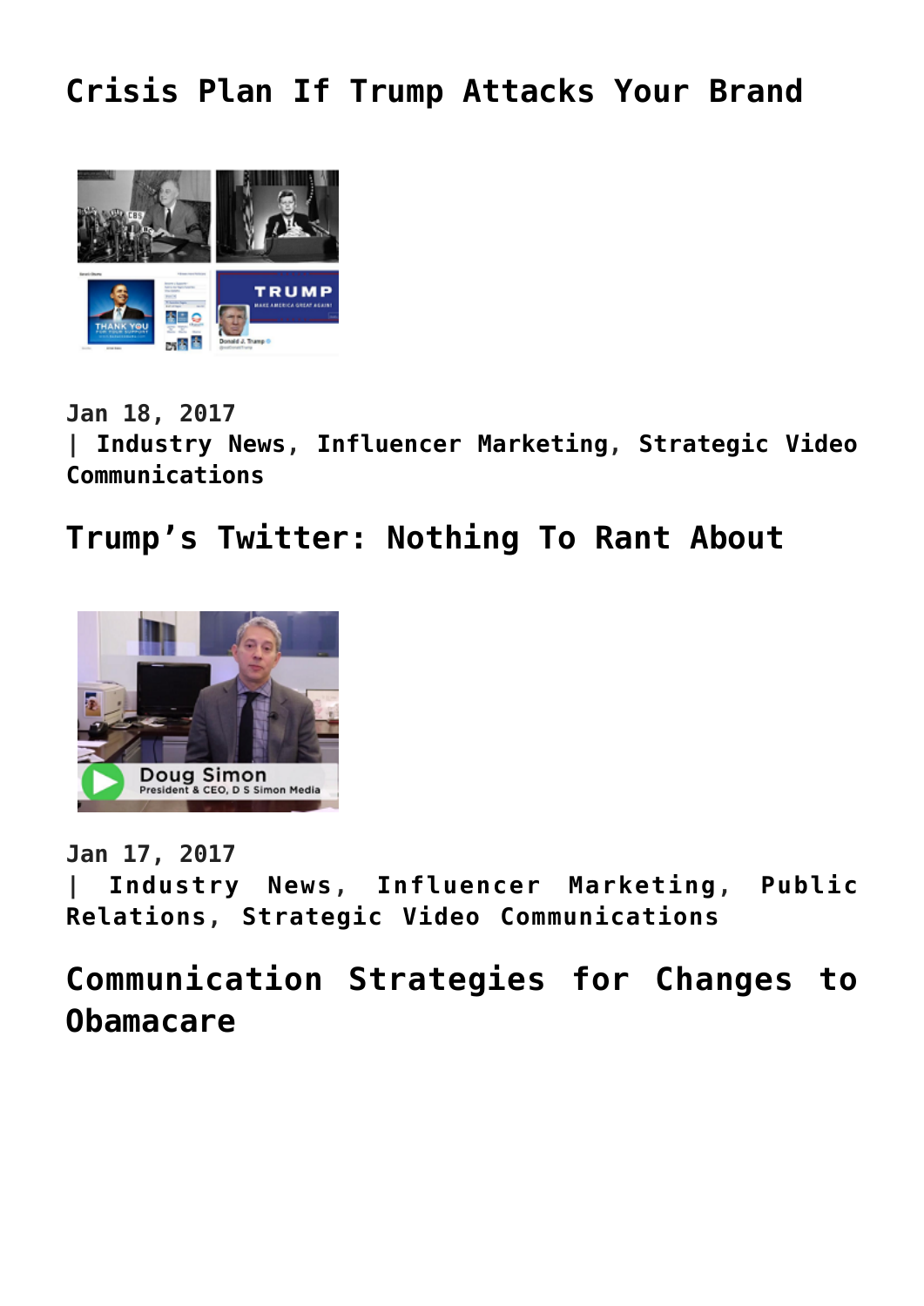## Crisis Plan If Trump Attacks Your Brand

Jan 18, 2017
| Industry News, Influencer Marketing, Strategic Video Communications

## Trump's Twitter: Nothing To Rant About

Jan 17, 2017
| Industry News, Influencer Marketing, Public Relations, Strategic Video Communications

## Communication Strategies for Changes to Obamacare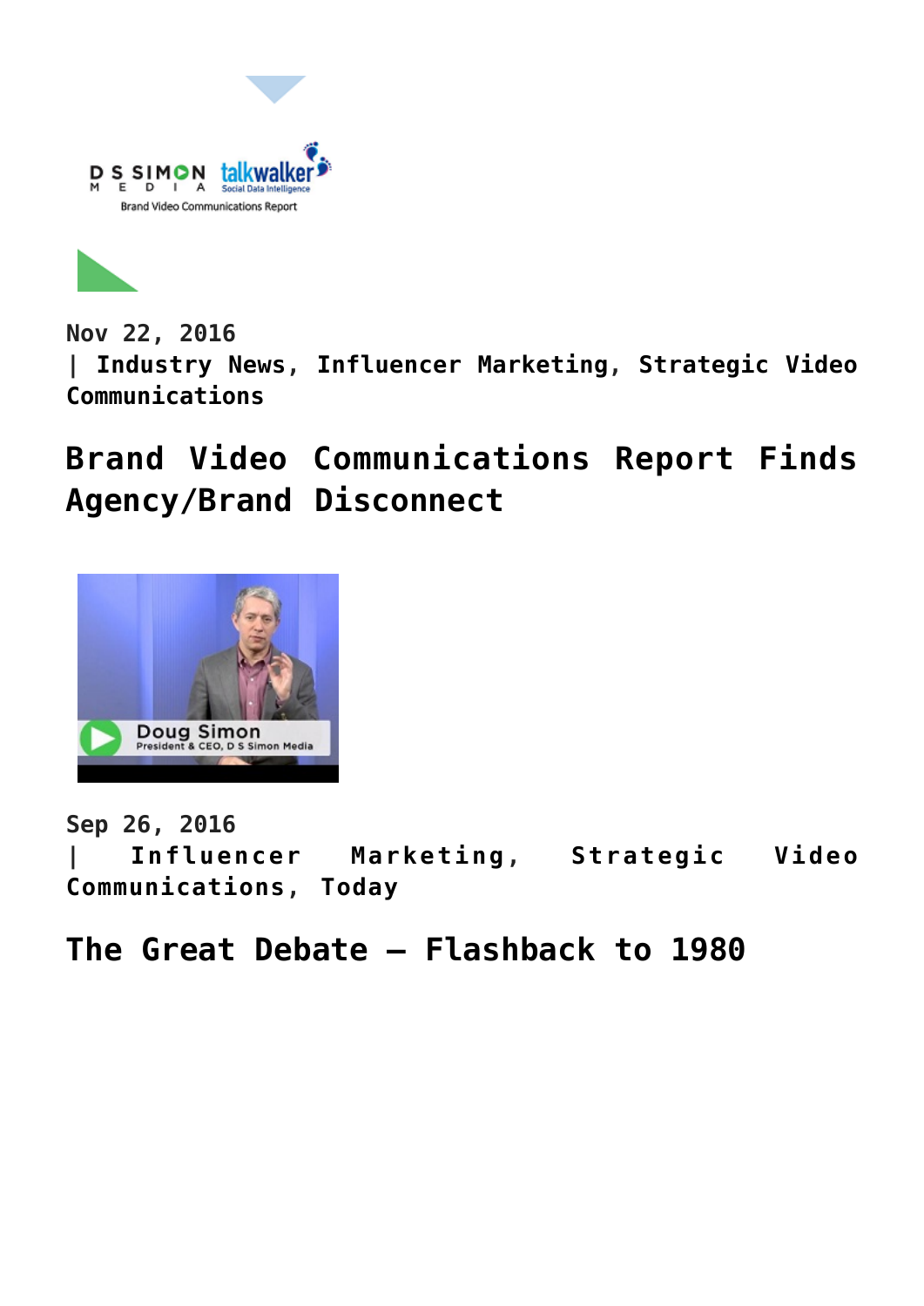Nov 22, 2016
| Industry News, Influencer Marketing, Strategic Video Communications

## Brand Video Communications Report Finds Agency/Brand Disconnect

Sep 26, 2016
| Influencer Marketing, Strategic Video Communications, Today

## The Great Debate – Flashback to 1980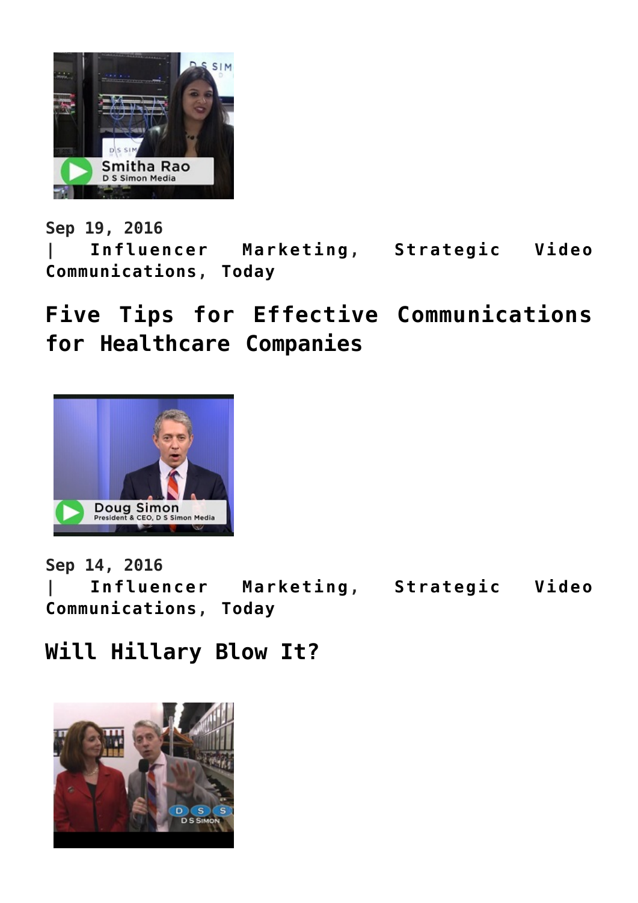Sep 19, 2016
| Influencer Marketing, Strategic Video Communications, Today

## Five Tips for Effective Communications for Healthcare Companies

Sep 14, 2016
| Influencer Marketing, Strategic Video Communications, Today

## Will Hillary Blow It?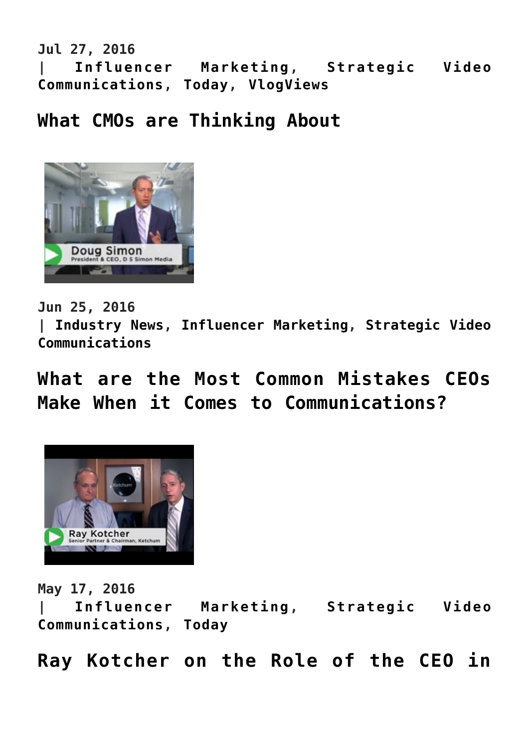Jul 27, 2016
| Influencer Marketing, Strategic Video Communications, Today, VlogViews

## What CMOs are Thinking About

Jun 25, 2016
| Industry News, Influencer Marketing, Strategic Video Communications

## What are the Most Common Mistakes CEOs Make When it Comes to Communications?

May 17, 2016
| Influencer Marketing, Strategic Video Communications, Today

## Ray Kotcher on the Role of the CEO in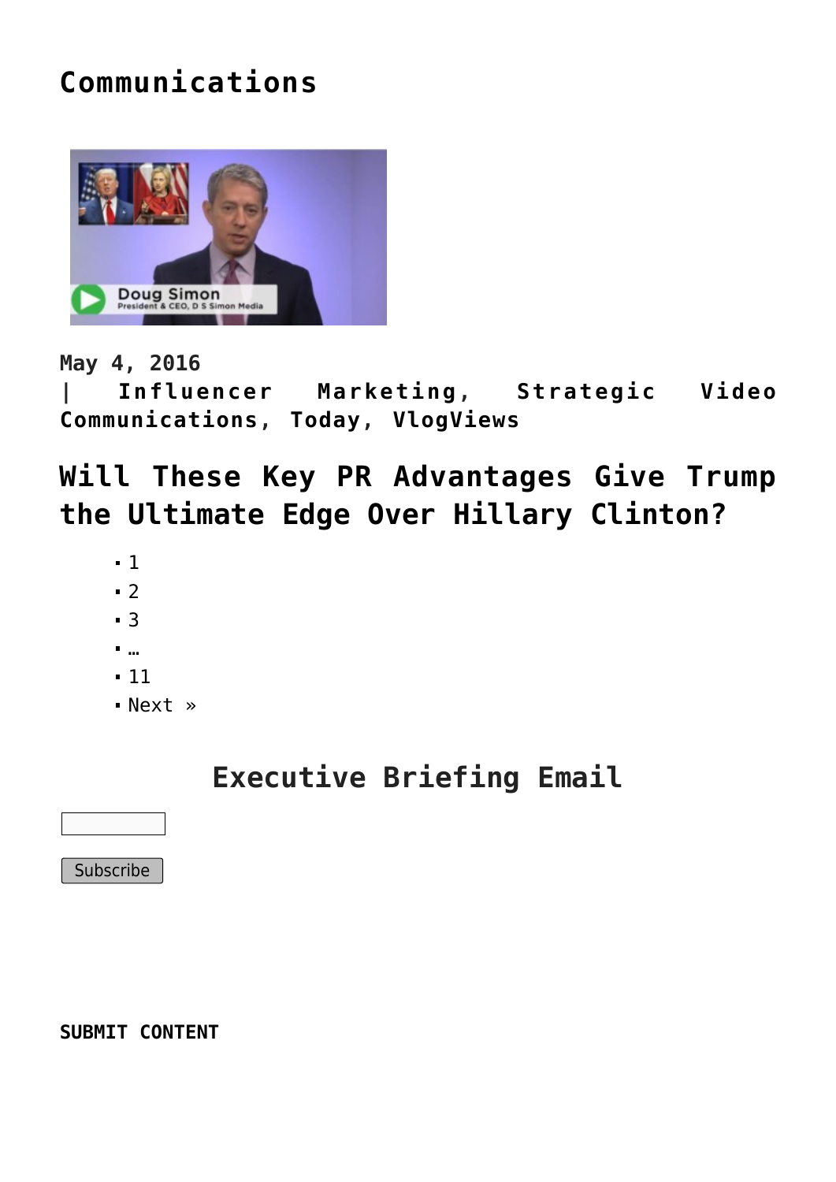# Communications

May 4, 2016
| Influencer Marketing, Strategic Video Communications, Today, VlogViews

## Will These Key PR Advantages Give Trump the Ultimate Edge Over Hillary Clinton?

- 1
- 2
- 3
- …
- 11
- Next »

## Executive Briefing Email

Subscribe

**SUBMIT CONTENT**